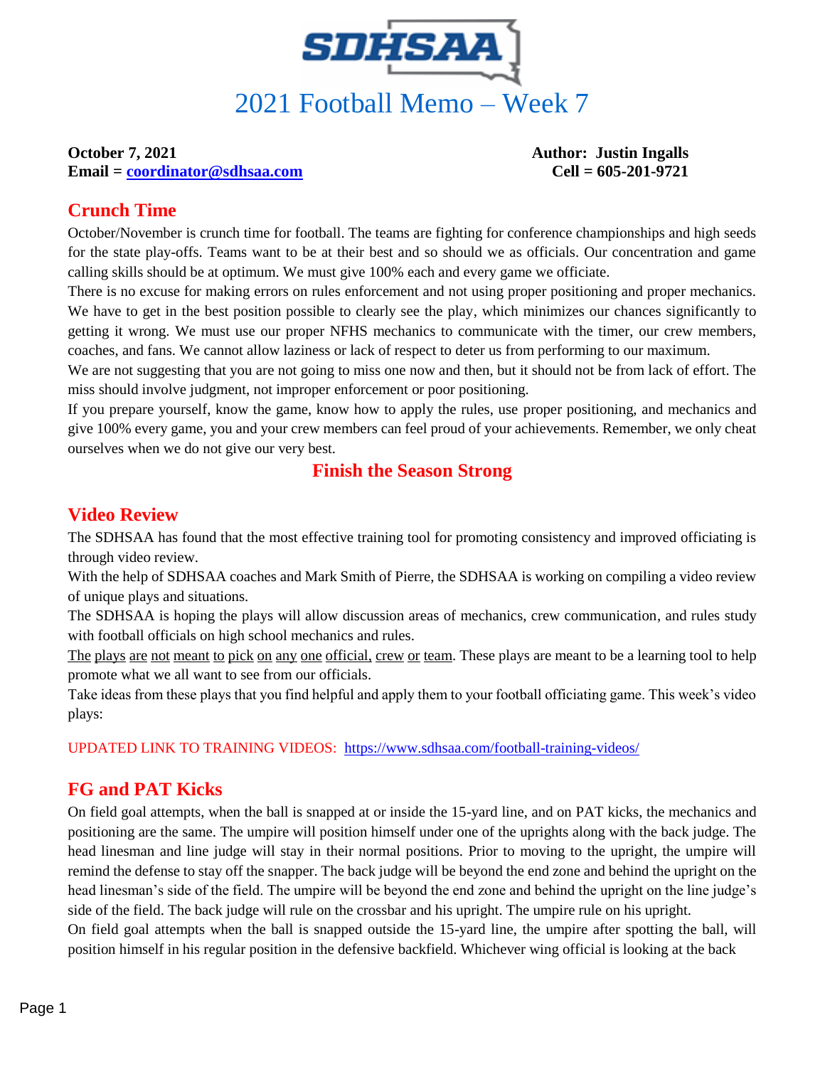# 2021 Football Memo – Week 7

**October 7, 2021** **Author: Justin Ingalls**
**Email = coordinator@sdhsaa.com** **Cell = 605-201-9721**

## Crunch Time

October/November is crunch time for football. The teams are fighting for conference championships and high seeds for the state play-offs. Teams want to be at their best and so should we as officials. Our concentration and game calling skills should be at optimum. We must give 100% each and every game we officiate.

There is no excuse for making errors on rules enforcement and not using proper positioning and proper mechanics. We have to get in the best position possible to clearly see the play, which minimizes our chances significantly to getting it wrong. We must use our proper NFHS mechanics to communicate with the timer, our crew members, coaches, and fans. We cannot allow laziness or lack of respect to deter us from performing to our maximum.

We are not suggesting that you are not going to miss one now and then, but it should not be from lack of effort. The miss should involve judgment, not improper enforcement or poor positioning.

If you prepare yourself, know the game, know how to apply the rules, use proper positioning, and mechanics and give 100% every game, you and your crew members can feel proud of your achievements. Remember, we only cheat ourselves when we do not give our very best.

**Finish the Season Strong**

## Video Review

The SDHSAA has found that the most effective training tool for promoting consistency and improved officiating is through video review.

With the help of SDHSAA coaches and Mark Smith of Pierre, the SDHSAA is working on compiling a video review of unique plays and situations.

The SDHSAA is hoping the plays will allow discussion areas of mechanics, crew communication, and rules study with football officials on high school mechanics and rules.

The plays are not meant to pick on any one official, crew or team. These plays are meant to be a learning tool to help promote what we all want to see from our officials.

Take ideas from these plays that you find helpful and apply them to your football officiating game. This week's video plays:

UPDATED LINK TO TRAINING VIDEOS: https://www.sdhsaa.com/football-training-videos/

## FG and PAT Kicks

On field goal attempts, when the ball is snapped at or inside the 15-yard line, and on PAT kicks, the mechanics and positioning are the same. The umpire will position himself under one of the uprights along with the back judge. The head linesman and line judge will stay in their normal positions. Prior to moving to the upright, the umpire will remind the defense to stay off the snapper. The back judge will be beyond the end zone and behind the upright on the head linesman's side of the field. The umpire will be beyond the end zone and behind the upright on the line judge's side of the field. The back judge will rule on the crossbar and his upright. The umpire rule on his upright.

On field goal attempts when the ball is snapped outside the 15-yard line, the umpire after spotting the ball, will position himself in his regular position in the defensive backfield. Whichever wing official is looking at the back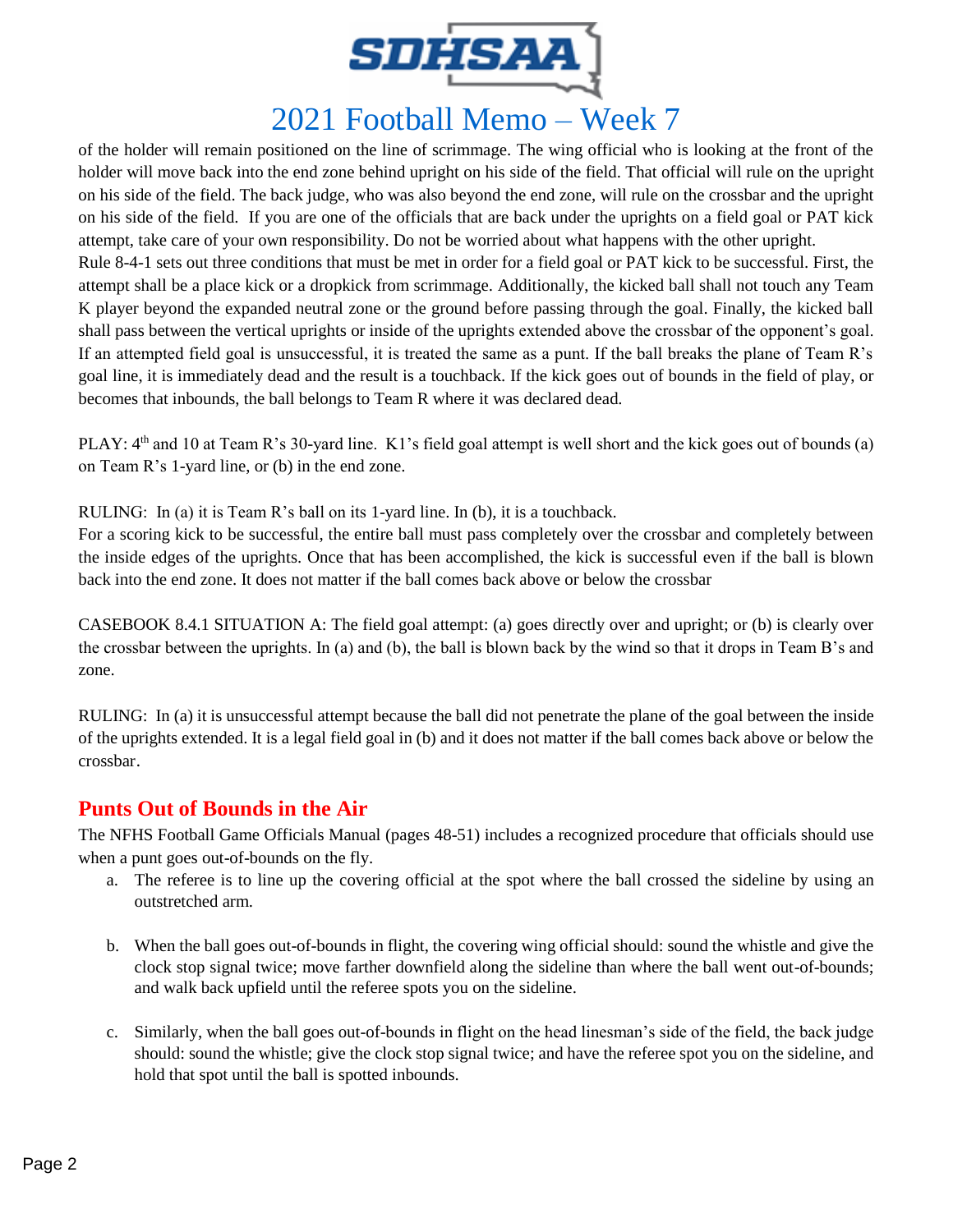of the holder will remain positioned on the line of scrimmage. The wing official who is looking at the front of the holder will move back into the end zone behind upright on his side of the field. That official will rule on the upright on his side of the field. The back judge, who was also beyond the end zone, will rule on the crossbar and the upright on his side of the field. If you are one of the officials that are back under the uprights on a field goal or PAT kick attempt, take care of your own responsibility. Do not be worried about what happens with the other upright.

Rule 8-4-1 sets out three conditions that must be met in order for a field goal or PAT kick to be successful. First, the attempt shall be a place kick or a dropkick from scrimmage. Additionally, the kicked ball shall not touch any Team K player beyond the expanded neutral zone or the ground before passing through the goal. Finally, the kicked ball shall pass between the vertical uprights or inside of the uprights extended above the crossbar of the opponent's goal. If an attempted field goal is unsuccessful, it is treated the same as a punt. If the ball breaks the plane of Team R's goal line, it is immediately dead and the result is a touchback. If the kick goes out of bounds in the field of play, or becomes that inbounds, the ball belongs to Team R where it was declared dead.

PLAY: 4th and 10 at Team R's 30-yard line. K1's field goal attempt is well short and the kick goes out of bounds (a) on Team R's 1-yard line, or (b) in the end zone.

RULING: In (a) it is Team R's ball on its 1-yard line. In (b), it is a touchback.

For a scoring kick to be successful, the entire ball must pass completely over the crossbar and completely between the inside edges of the uprights. Once that has been accomplished, the kick is successful even if the ball is blown back into the end zone. It does not matter if the ball comes back above or below the crossbar

CASEBOOK 8.4.1 SITUATION A: The field goal attempt: (a) goes directly over and upright; or (b) is clearly over the crossbar between the uprights. In (a) and (b), the ball is blown back by the wind so that it drops in Team B's and zone.

RULING: In (a) it is unsuccessful attempt because the ball did not penetrate the plane of the goal between the inside of the uprights extended. It is a legal field goal in (b) and it does not matter if the ball comes back above or below the crossbar.

## Punts Out of Bounds in the Air

The NFHS Football Game Officials Manual (pages 48-51) includes a recognized procedure that officials should use when a punt goes out-of-bounds on the fly.

a. The referee is to line up the covering official at the spot where the ball crossed the sideline by using an outstretched arm.

b. When the ball goes out-of-bounds in flight, the covering wing official should: sound the whistle and give the clock stop signal twice; move farther downfield along the sideline than where the ball went out-of-bounds; and walk back upfield until the referee spots you on the sideline.

c. Similarly, when the ball goes out-of-bounds in flight on the head linesman's side of the field, the back judge should: sound the whistle; give the clock stop signal twice; and have the referee spot you on the sideline, and hold that spot until the ball is spotted inbounds.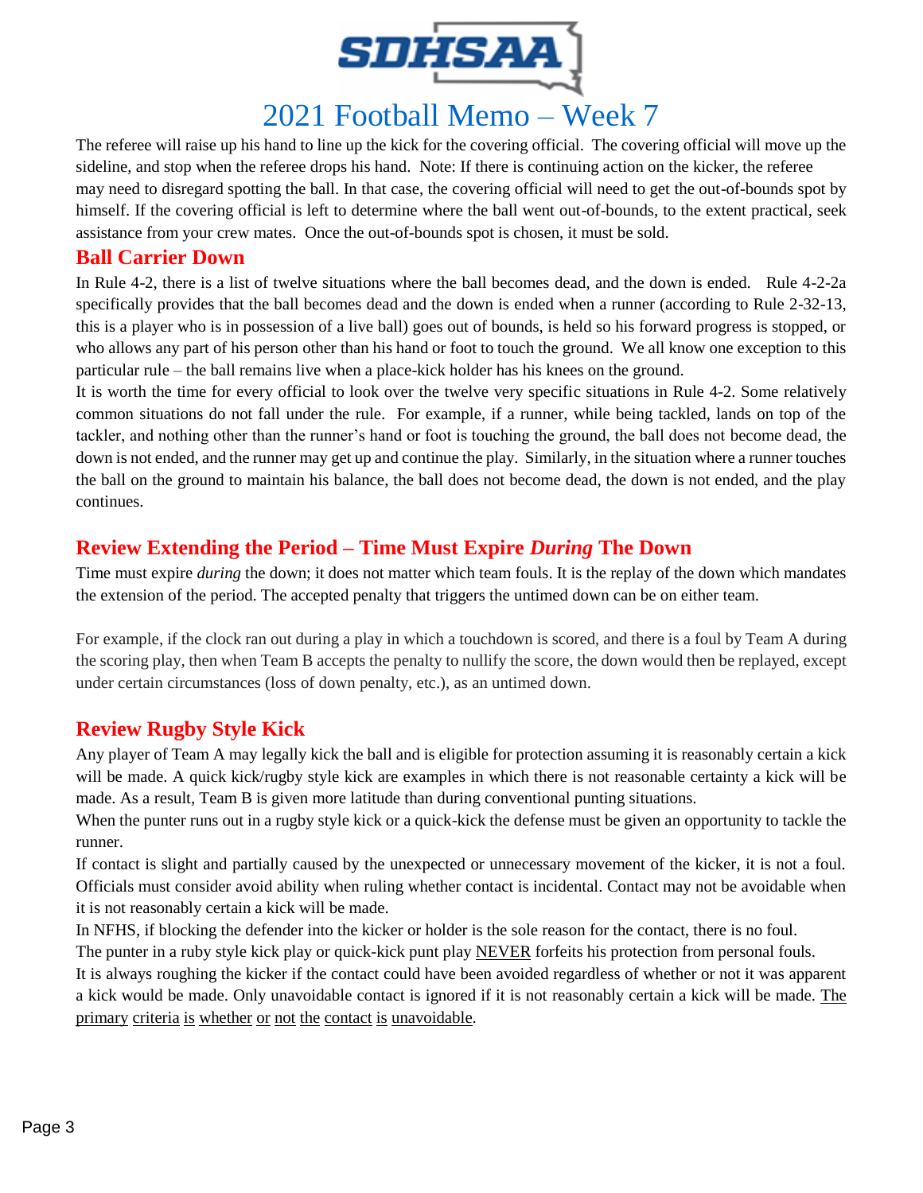# 2021 Football Memo – Week 7

The referee will raise up his hand to line up the kick for the covering official. The covering official will move up the sideline, and stop when the referee drops his hand. Note: If there is continuing action on the kicker, the referee may need to disregard spotting the ball. In that case, the covering official will need to get the out-of-bounds spot by himself. If the covering official is left to determine where the ball went out-of-bounds, to the extent practical, seek assistance from your crew mates. Once the out-of-bounds spot is chosen, it must be sold.

## Ball Carrier Down

In Rule 4-2, there is a list of twelve situations where the ball becomes dead, and the down is ended. Rule 4-2-2a specifically provides that the ball becomes dead and the down is ended when a runner (according to Rule 2-32-13, this is a player who is in possession of a live ball) goes out of bounds, is held so his forward progress is stopped, or who allows any part of his person other than his hand or foot to touch the ground. We all know one exception to this particular rule – the ball remains live when a place-kick holder has his knees on the ground.

It is worth the time for every official to look over the twelve very specific situations in Rule 4-2. Some relatively common situations do not fall under the rule. For example, if a runner, while being tackled, lands on top of the tackler, and nothing other than the runner's hand or foot is touching the ground, the ball does not become dead, the down is not ended, and the runner may get up and continue the play. Similarly, in the situation where a runner touches the ball on the ground to maintain his balance, the ball does not become dead, the down is not ended, and the play continues.

## Review Extending the Period – Time Must Expire *During* The Down

Time must expire *during* the down; it does not matter which team fouls. It is the replay of the down which mandates the extension of the period. The accepted penalty that triggers the untimed down can be on either team.

For example, if the clock ran out during a play in which a touchdown is scored, and there is a foul by Team A during the scoring play, then when Team B accepts the penalty to nullify the score, the down would then be replayed, except under certain circumstances (loss of down penalty, etc.), as an untimed down.

## Review Rugby Style Kick

Any player of Team A may legally kick the ball and is eligible for protection assuming it is reasonably certain a kick will be made. A quick kick/rugby style kick are examples in which there is not reasonable certainty a kick will be made. As a result, Team B is given more latitude than during conventional punting situations.

When the punter runs out in a rugby style kick or a quick-kick the defense must be given an opportunity to tackle the runner.

If contact is slight and partially caused by the unexpected or unnecessary movement of the kicker, it is not a foul. Officials must consider avoid ability when ruling whether contact is incidental. Contact may not be avoidable when it is not reasonably certain a kick will be made.

In NFHS, if blocking the defender into the kicker or holder is the sole reason for the contact, there is no foul.

The punter in a ruby style kick play or quick-kick punt play NEVER forfeits his protection from personal fouls.

It is always roughing the kicker if the contact could have been avoided regardless of whether or not it was apparent a kick would be made. Only unavoidable contact is ignored if it is not reasonably certain a kick will be made. The primary criteria is whether or not the contact is unavoidable.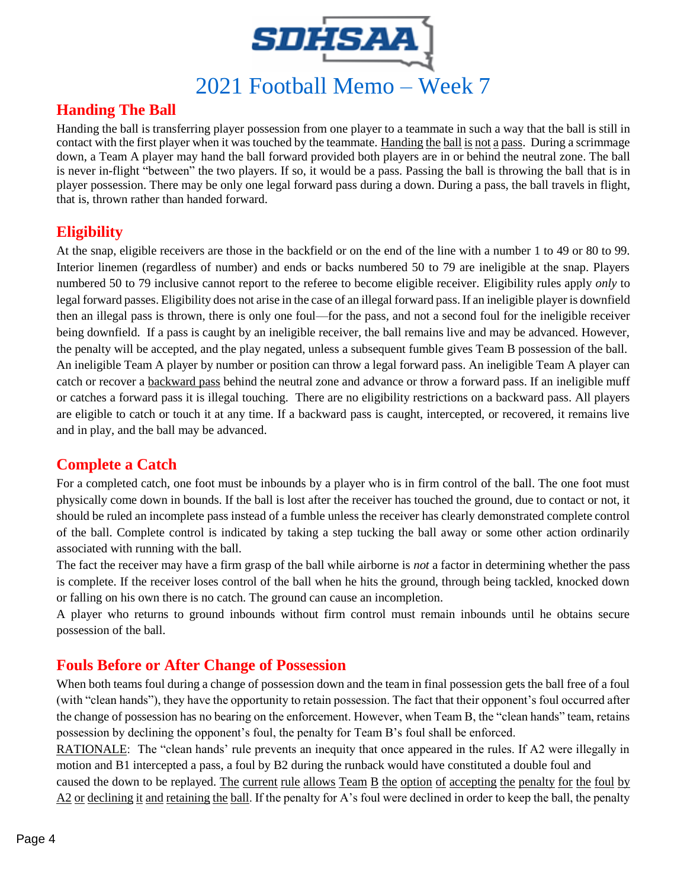# 2021 Football Memo – Week 7

## Handing The Ball

Handing the ball is transferring player possession from one player to a teammate in such a way that the ball is still in contact with the first player when it was touched by the teammate. Handing the ball is not a pass. During a scrimmage down, a Team A player may hand the ball forward provided both players are in or behind the neutral zone. The ball is never in-flight "between" the two players. If so, it would be a pass. Passing the ball is throwing the ball that is in player possession. There may be only one legal forward pass during a down. During a pass, the ball travels in flight, that is, thrown rather than handed forward.

## Eligibility

At the snap, eligible receivers are those in the backfield or on the end of the line with a number 1 to 49 or 80 to 99. Interior linemen (regardless of number) and ends or backs numbered 50 to 79 are ineligible at the snap. Players numbered 50 to 79 inclusive cannot report to the referee to become eligible receiver. Eligibility rules apply *only* to legal forward passes. Eligibility does not arise in the case of an illegal forward pass. If an ineligible player is downfield then an illegal pass is thrown, there is only one foul—for the pass, and not a second foul for the ineligible receiver being downfield. If a pass is caught by an ineligible receiver, the ball remains live and may be advanced. However, the penalty will be accepted, and the play negated, unless a subsequent fumble gives Team B possession of the ball. An ineligible Team A player by number or position can throw a legal forward pass. An ineligible Team A player can catch or recover a backward pass behind the neutral zone and advance or throw a forward pass. If an ineligible muff or catches a forward pass it is illegal touching. There are no eligibility restrictions on a backward pass. All players are eligible to catch or touch it at any time. If a backward pass is caught, intercepted, or recovered, it remains live and in play, and the ball may be advanced.

## Complete a Catch

For a completed catch, one foot must be inbounds by a player who is in firm control of the ball. The one foot must physically come down in bounds. If the ball is lost after the receiver has touched the ground, due to contact or not, it should be ruled an incomplete pass instead of a fumble unless the receiver has clearly demonstrated complete control of the ball. Complete control is indicated by taking a step tucking the ball away or some other action ordinarily associated with running with the ball.

The fact the receiver may have a firm grasp of the ball while airborne is *not* a factor in determining whether the pass is complete. If the receiver loses control of the ball when he hits the ground, through being tackled, knocked down or falling on his own there is no catch. The ground can cause an incompletion.

A player who returns to ground inbounds without firm control must remain inbounds until he obtains secure possession of the ball.

## Fouls Before or After Change of Possession

When both teams foul during a change of possession down and the team in final possession gets the ball free of a foul (with "clean hands"), they have the opportunity to retain possession. The fact that their opponent's foul occurred after the change of possession has no bearing on the enforcement. However, when Team B, the "clean hands" team, retains possession by declining the opponent's foul, the penalty for Team B's foul shall be enforced.

RATIONALE: The "clean hands' rule prevents an inequity that once appeared in the rules. If A2 were illegally in motion and B1 intercepted a pass, a foul by B2 during the runback would have constituted a double foul and caused the down to be replayed. The current rule allows Team B the option of accepting the penalty for the foul by A2 or declining it and retaining the ball. If the penalty for A's foul were declined in order to keep the ball, the penalty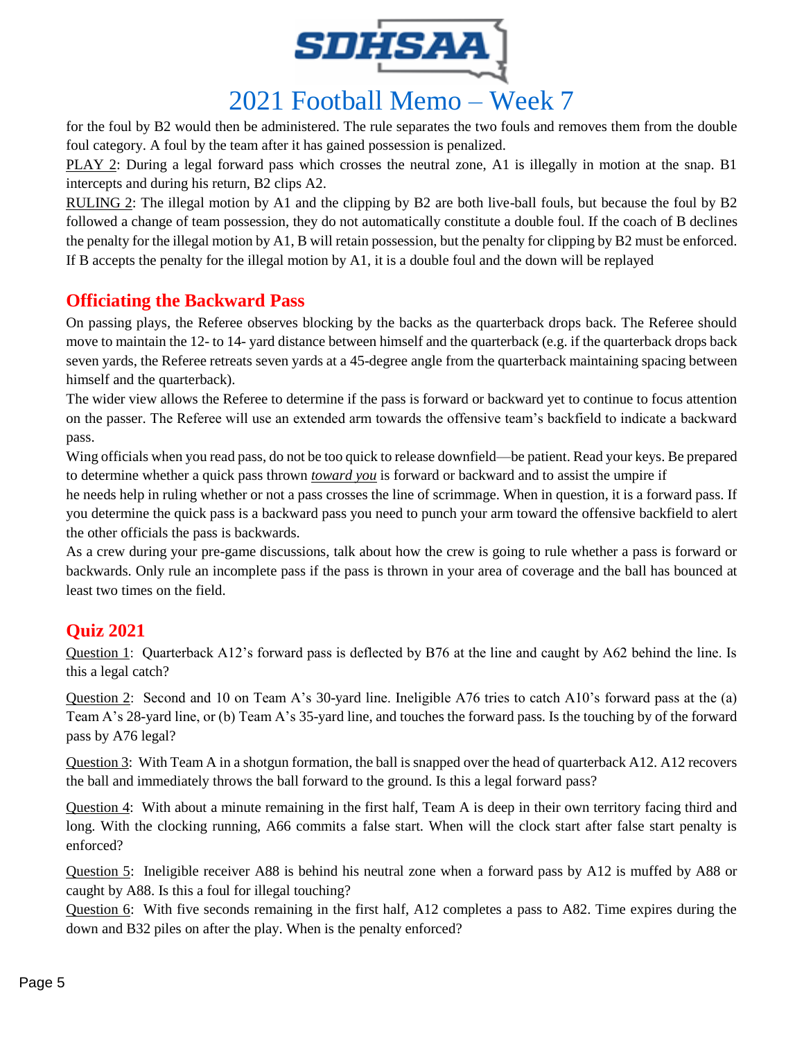for the foul by B2 would then be administered. The rule separates the two fouls and removes them from the double foul category. A foul by the team after it has gained possession is penalized.

PLAY 2: During a legal forward pass which crosses the neutral zone, A1 is illegally in motion at the snap. B1 intercepts and during his return, B2 clips A2.

RULING 2: The illegal motion by A1 and the clipping by B2 are both live-ball fouls, but because the foul by B2 followed a change of team possession, they do not automatically constitute a double foul. If the coach of B declines the penalty for the illegal motion by A1, B will retain possession, but the penalty for clipping by B2 must be enforced. If B accepts the penalty for the illegal motion by A1, it is a double foul and the down will be replayed

## Officiating the Backward Pass

On passing plays, the Referee observes blocking by the backs as the quarterback drops back. The Referee should move to maintain the 12- to 14- yard distance between himself and the quarterback (e.g. if the quarterback drops back seven yards, the Referee retreats seven yards at a 45-degree angle from the quarterback maintaining spacing between himself and the quarterback).

The wider view allows the Referee to determine if the pass is forward or backward yet to continue to focus attention on the passer. The Referee will use an extended arm towards the offensive team's backfield to indicate a backward pass.

Wing officials when you read pass, do not be too quick to release downfield—be patient. Read your keys. Be prepared to determine whether a quick pass thrown ***toward you*** is forward or backward and to assist the umpire if he needs help in ruling whether or not a pass crosses the line of scrimmage. When in question, it is a forward pass. If you determine the quick pass is a backward pass you need to punch your arm toward the offensive backfield to alert the other officials the pass is backwards.

As a crew during your pre-game discussions, talk about how the crew is going to rule whether a pass is forward or backwards. Only rule an incomplete pass if the pass is thrown in your area of coverage and the ball has bounced at least two times on the field.

## Quiz 2021

Question 1: Quarterback A12's forward pass is deflected by B76 at the line and caught by A62 behind the line. Is this a legal catch?

Question 2: Second and 10 on Team A's 30-yard line. Ineligible A76 tries to catch A10's forward pass at the (a) Team A's 28-yard line, or (b) Team A's 35-yard line, and touches the forward pass. Is the touching by of the forward pass by A76 legal?

Question 3: With Team A in a shotgun formation, the ball is snapped over the head of quarterback A12. A12 recovers the ball and immediately throws the ball forward to the ground. Is this a legal forward pass?

Question 4: With about a minute remaining in the first half, Team A is deep in their own territory facing third and long. With the clocking running, A66 commits a false start. When will the clock start after false start penalty is enforced?

Question 5: Ineligible receiver A88 is behind his neutral zone when a forward pass by A12 is muffed by A88 or caught by A88. Is this a foul for illegal touching?

Question 6: With five seconds remaining in the first half, A12 completes a pass to A82. Time expires during the down and B32 piles on after the play. When is the penalty enforced?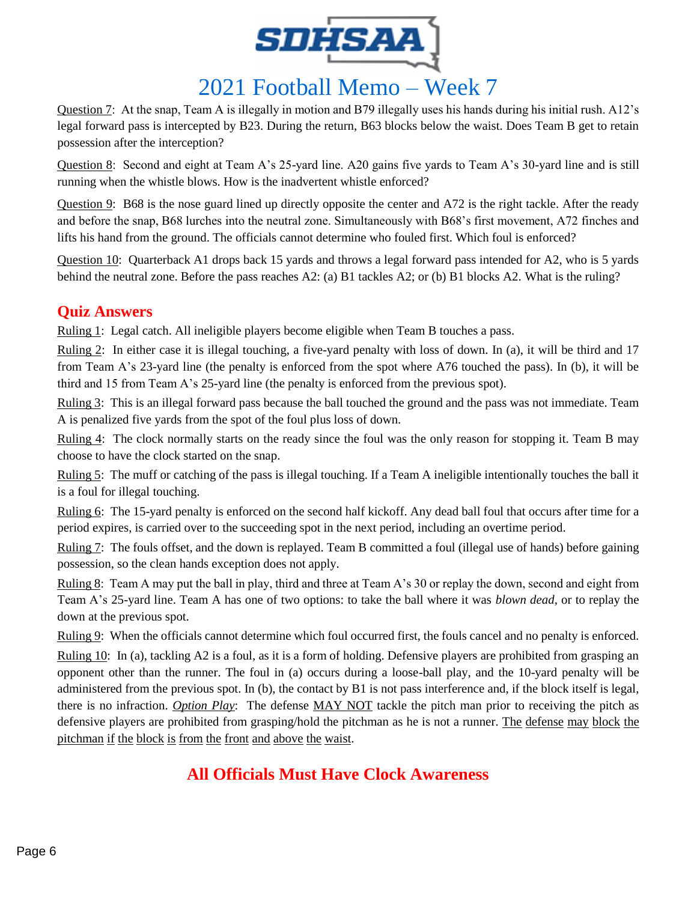# 2021 Football Memo – Week 7

Question 7: At the snap, Team A is illegally in motion and B79 illegally uses his hands during his initial rush. A12's legal forward pass is intercepted by B23. During the return, B63 blocks below the waist. Does Team B get to retain possession after the interception?

Question 8: Second and eight at Team A's 25-yard line. A20 gains five yards to Team A's 30-yard line and is still running when the whistle blows. How is the inadvertent whistle enforced?

Question 9: B68 is the nose guard lined up directly opposite the center and A72 is the right tackle. After the ready and before the snap, B68 lurches into the neutral zone. Simultaneously with B68's first movement, A72 finches and lifts his hand from the ground. The officials cannot determine who fouled first. Which foul is enforced?

Question 10: Quarterback A1 drops back 15 yards and throws a legal forward pass intended for A2, who is 5 yards behind the neutral zone. Before the pass reaches A2: (a) B1 tackles A2; or (b) B1 blocks A2. What is the ruling?

## Quiz Answers

Ruling 1: Legal catch. All ineligible players become eligible when Team B touches a pass.

Ruling 2: In either case it is illegal touching, a five-yard penalty with loss of down. In (a), it will be third and 17 from Team A's 23-yard line (the penalty is enforced from the spot where A76 touched the pass). In (b), it will be third and 15 from Team A's 25-yard line (the penalty is enforced from the previous spot).

Ruling 3: This is an illegal forward pass because the ball touched the ground and the pass was not immediate. Team A is penalized five yards from the spot of the foul plus loss of down.

Ruling 4: The clock normally starts on the ready since the foul was the only reason for stopping it. Team B may choose to have the clock started on the snap.

Ruling 5: The muff or catching of the pass is illegal touching. If a Team A ineligible intentionally touches the ball it is a foul for illegal touching.

Ruling 6: The 15-yard penalty is enforced on the second half kickoff. Any dead ball foul that occurs after time for a period expires, is carried over to the succeeding spot in the next period, including an overtime period.

Ruling 7: The fouls offset, and the down is replayed. Team B committed a foul (illegal use of hands) before gaining possession, so the clean hands exception does not apply.

Ruling 8: Team A may put the ball in play, third and three at Team A's 30 or replay the down, second and eight from Team A's 25-yard line. Team A has one of two options: to take the ball where it was *blown dead*, or to replay the down at the previous spot.

Ruling 9: When the officials cannot determine which foul occurred first, the fouls cancel and no penalty is enforced.

Ruling 10: In (a), tackling A2 is a foul, as it is a form of holding. Defensive players are prohibited from grasping an opponent other than the runner. The foul in (a) occurs during a loose-ball play, and the 10-yard penalty will be administered from the previous spot. In (b), the contact by B1 is not pass interference and, if the block itself is legal, there is no infraction. *Option Play*: The defense MAY NOT tackle the pitch man prior to receiving the pitch as defensive players are prohibited from grasping/hold the pitchman as he is not a runner. The defense may block the pitchman if the block is from the front and above the waist.

## All Officials Must Have Clock Awareness